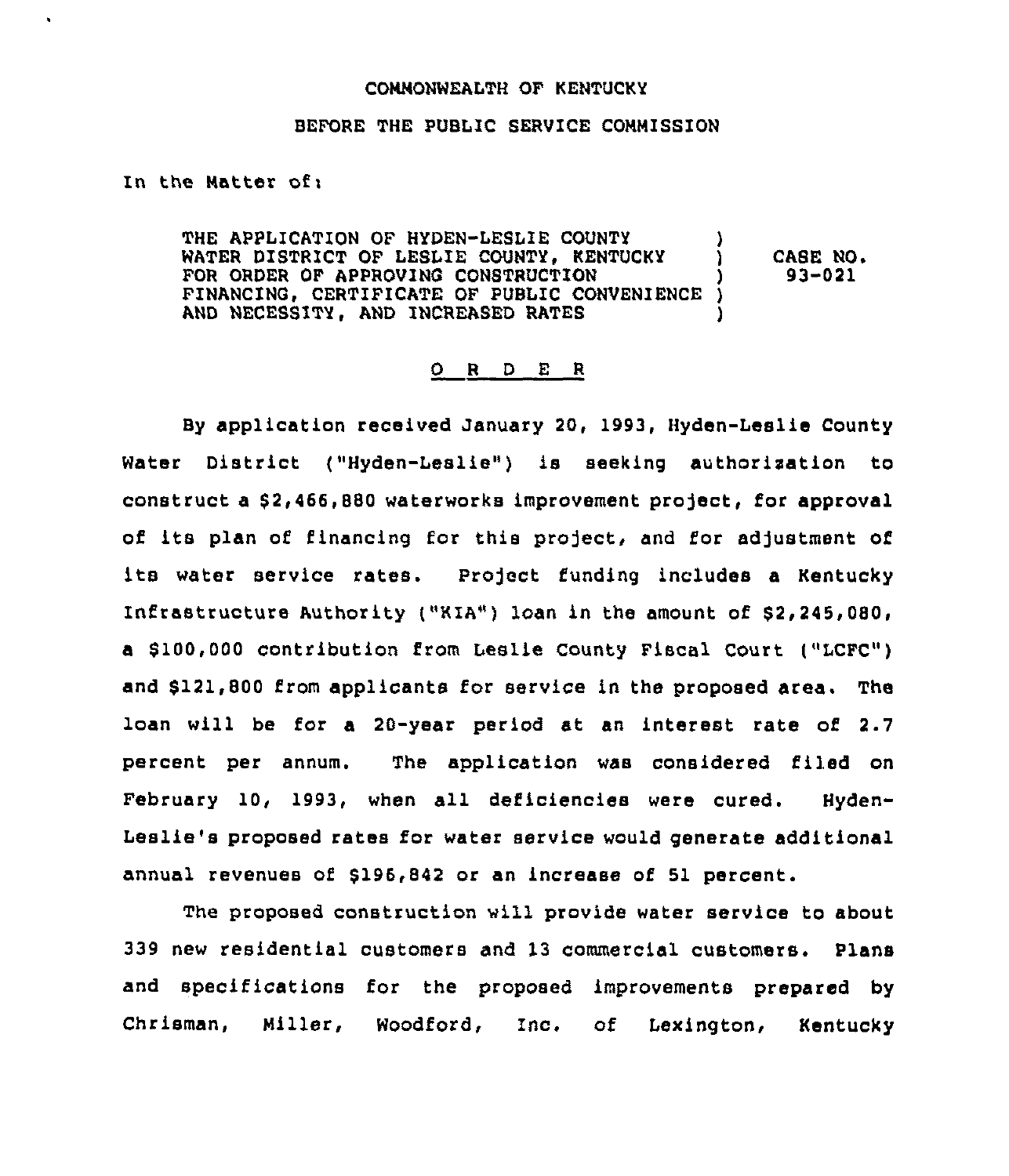COMMONWEALTH OF KENTUCKY

BEFORE THE PUBLIC SERVICE COMMISSION

In the Matter of:

THE APPLICATION OF HYDEN-LESLIE COUNTY WATER DISTRICT OF LESLIE COUNTY, KENTUCKY FOR ORDER OF APPROVING CONSTRUCTION FINANCING, CERTIFICATE OF PUBLIC CONVENIENCE AND NECESSITY, AND INCREASED RATES ) CASE NO. 93-021

O R D E R

By application received January 20, 1993, Hyden-Leslie County Water District ("Hyden-Leslie") is seeking authorization to construct a $2,466,880 waterworks improvement project, for approval of its plan of financing for this project, and for adjustment of its water service rates. Project funding includes a Kentucky Infrastructure Authority ("KIA") loan in the amount of $2,245,080, a $100,000 contribution from Leslie County Fiscal Court ("LCFC") and $121,800 from applicants for service in the proposed area. The loan will be for a 20-year period at an interest rate of 2.7 percent per annum. The application was considered filed on February 10, 1993, when all deficiencies were cured. Hyden-Leslie's proposed rates for water service would generate additional annual revenues of $196,842 or an increase of 51 percent.

The proposed construction will provide water service to about 339 new residential customers and 13 commercial customers. Plans and specifications for the proposed improvements prepared by Chrisman, Miller, Woodford, Inc. of Lexington, Kentucky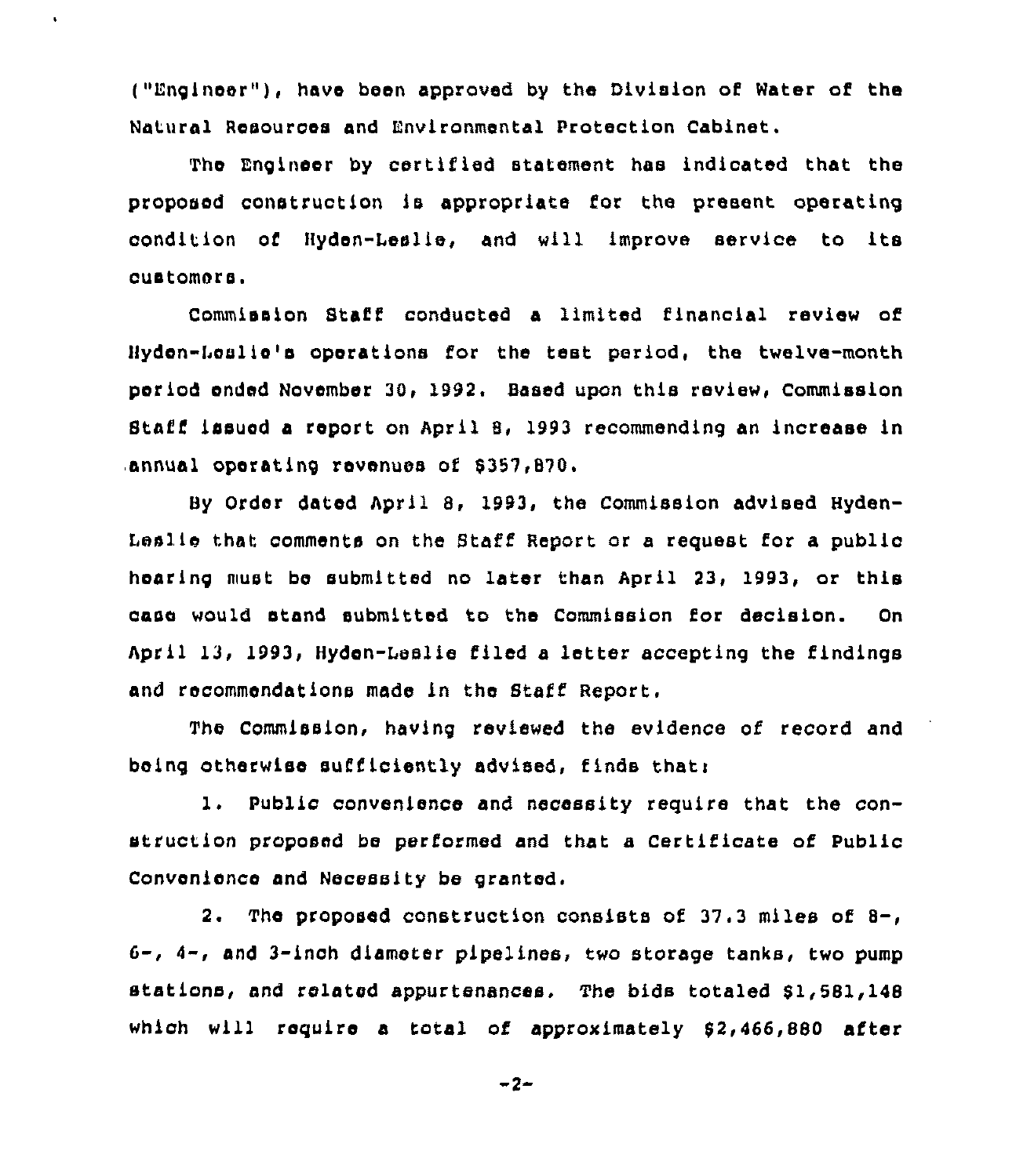("Engineer"), have been approved by the Division of Water of the Natural Resources and Environmental Protection Cabinet.

The Engineer by certified statement has indicated that the proposed construction is appropriate for the present operating condition of Hyden-Leslie, and will improve service to its customers.

Commission Staff conducted a limited financial review of Hyden-Leslie's operations for the test period, the twelve-month period ended November 30, 1992. Based upon this review, Commission Staff issued a report on April 8, 1993 recommending an increase in annual operating revenues of $357,870.

By Order dated April 8, 1993, the Commission advised Hyden-Leslie that comments on the Staff Report or a request for a public hearing must be submitted no later than April 23, 1993, or this case would stand submitted to the Commission for decision. On April 13, 1993, Hyden-Leslie filed a letter accepting the findings and recommendations made in the Staff Report.

The Commission, having reviewed the evidence of record and being otherwise sufficiently advised, finds that:

1. Public convenience and necessity require that the construction proposed be performed and that a Certificate of Public Convenience and Necessity be granted.

2. The proposed construction consists of 37.3 miles of 8-, 6-, 4-, and 3-inch diameter pipelines, two storage tanks, two pump stations, and related appurtenances. The bids totaled $1,581,148 which will require a total of approximately $2,466,880 after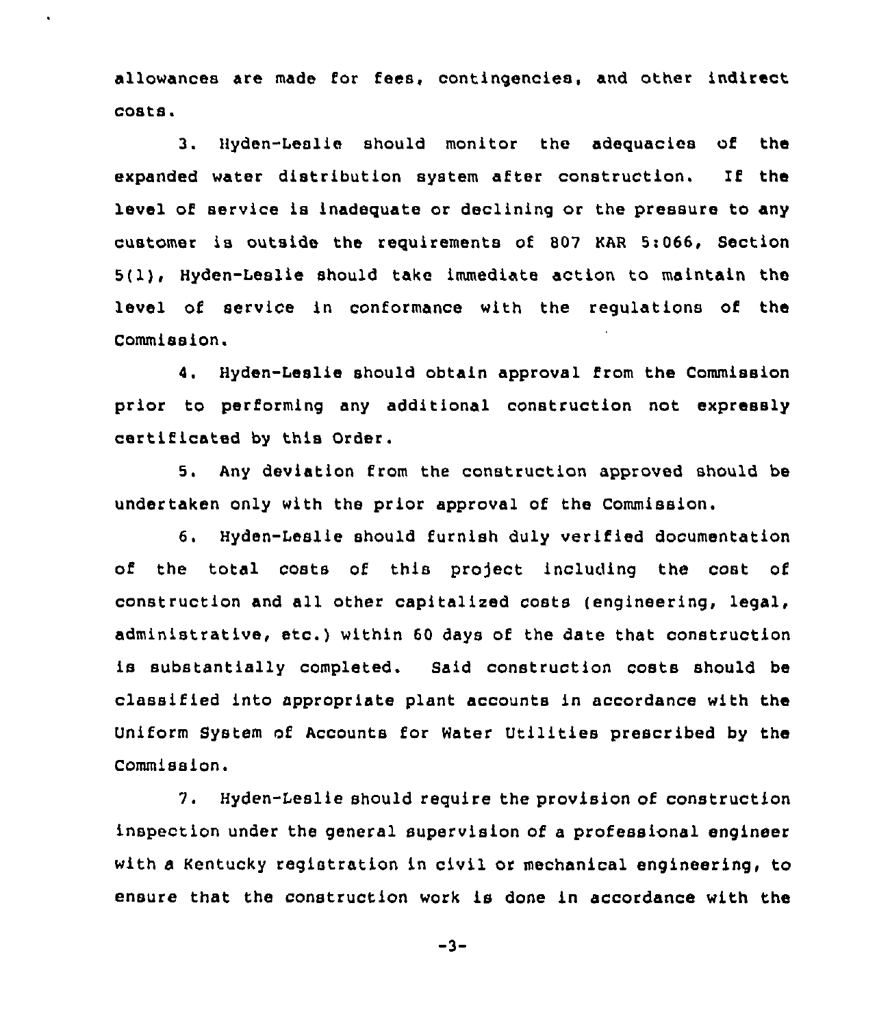allowances are made for fees, contingencies, and other indirect costs.

3. Hyden-Leslie should monitor the adequacies of the expanded water distribution system after construction. If the level of service is inadequate or declining or the pressure to any customer is outside the requirements of 807 KAR 5:066, Section 5(1), Hyden-Leslie should take immediate action to maintain the level of service in conformance with the regulations of the Commission.

4. Hyden-Leslie should obtain approval from the Commission prior to performing any additional construction not expressly certificated by this Order.

5. Any deviation from the construction approved should be undertaken only with the prior approval of the Commission.

6. Hyden-Leslie should furnish duly verified documentation of the total costs of this project including the cost of construction and all other capitalized costs (engineering, legal, administrative, etc.) within 60 days of the date that construction is substantially completed. Said construction costs should be classified into appropriate plant accounts in accordance with the Uniform System of Accounts for Water Utilities prescribed by the Commission.

7. Hyden-Leslie should require the provision of construction inspection under the general supervision of a professional engineer with a Kentucky registration in civil or mechanical engineering, to ensure that the construction work is done in accordance with the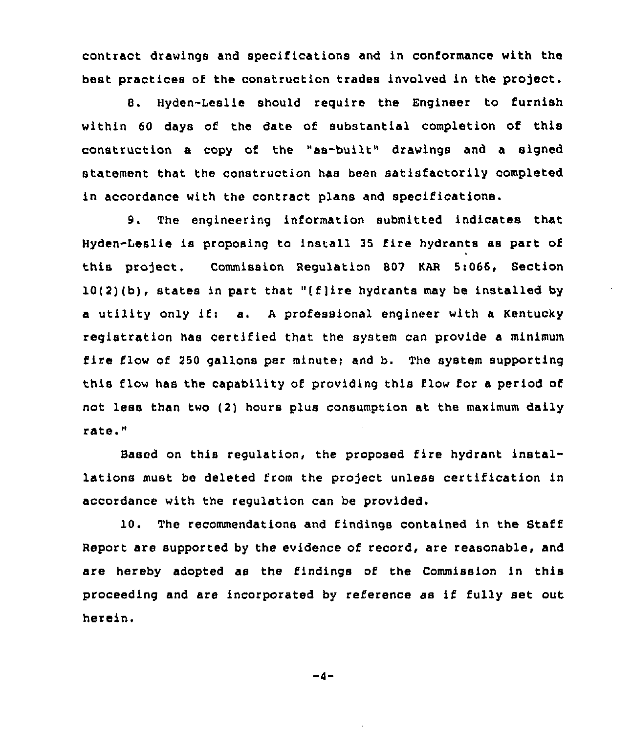contract drawings and specifications and in conformance with the best practices of the construction trades involved in the project.

8. Hyden-Leslie should require the Engineer to furnish within 60 days of the date of substantial completion of this construction a copy of the "as-built" drawings and a signed statement that the construction has been satisfactorily completed in accordance with the contract plans and specifications.

9. The engineering information submitted indicates that Hyden-Leslie is proposing to install 35 fire hydrants as part of this project. Commission Regulation 807 KAR 5:066, Section 10(2)(b), states in part that "[f]ire hydrants may be installed by a utility only if: a. A professional engineer with a Kentucky registration has certified that the system can provide a minimum fire flow of 250 gallons per minute; and b. The system supporting this flow has the capability of providing this flow for a period of not less than two (2) hours plus consumption at the maximum daily rate."

Based on this regulation, the proposed fire hydrant installations must be deleted from the project unless certification in accordance with the regulation can be provided.

10. The recommendations and findings contained in the Staff Report are supported by the evidence of record, are reasonable, and are hereby adopted as the findings of the Commission in this proceeding and are incorporated by reference as if fully set out herein.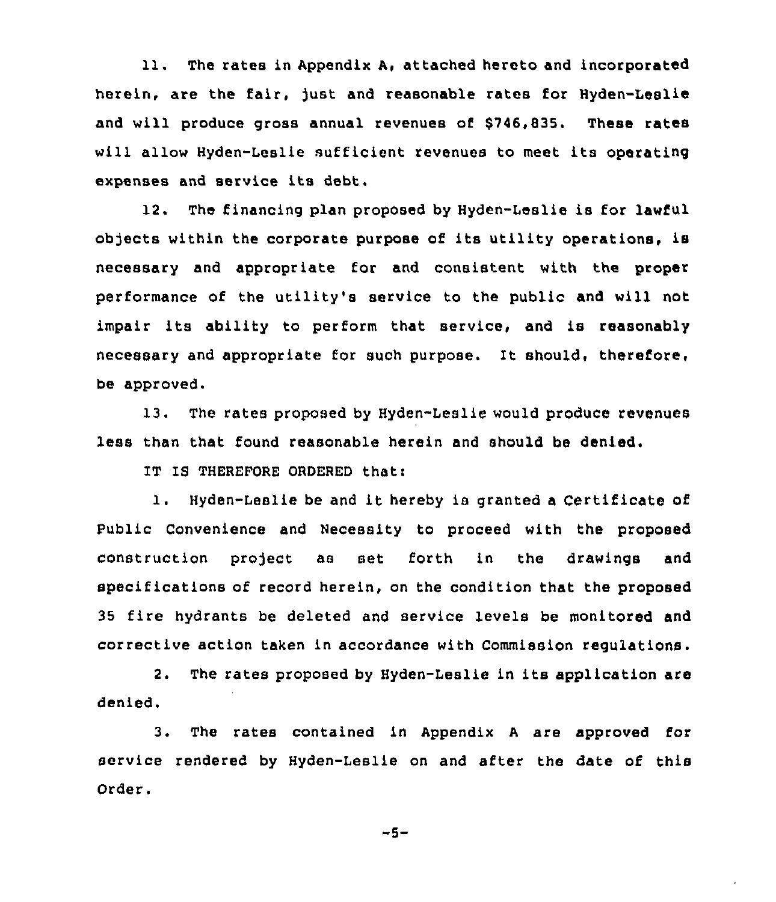11. The rates in Appendix A, attached hereto and incorporated herein, are the fair, just and reasonable rates for Hyden-Leslie and will produce gross annual revenues of $746,835. These rates will allow Hyden-Leslie sufficient revenues to meet its operating expenses and service its debt.

12. The financing plan proposed by Hyden-Leslie is for lawful objects within the corporate purpose of its utility operations, is necessary and appropriate for and consistent with the proper performance of the utility's service to the public and will not impair its ability to perform that service, and is reasonably necessary and appropriate for such purpose. It should, therefore, be approved.

13. The rates proposed by Hyden-Leslie would produce revenues less than that found reasonable herein and should be denied.

IT IS THEREFORE ORDERED that:

1. Hyden-Leslie be and it hereby is granted a Certificate of Public Convenience and Necessity to proceed with the proposed construction project as set forth in the drawings and specifications of record herein, on the condition that the proposed 35 fire hydrants be deleted and service levels be monitored and corrective action taken in accordance with Commission regulations.

2. The rates proposed by Hyden-Leslie in its application are denied.

3. The rates contained in Appendix A are approved for service rendered by Hyden-Leslie on and after the date of this Order.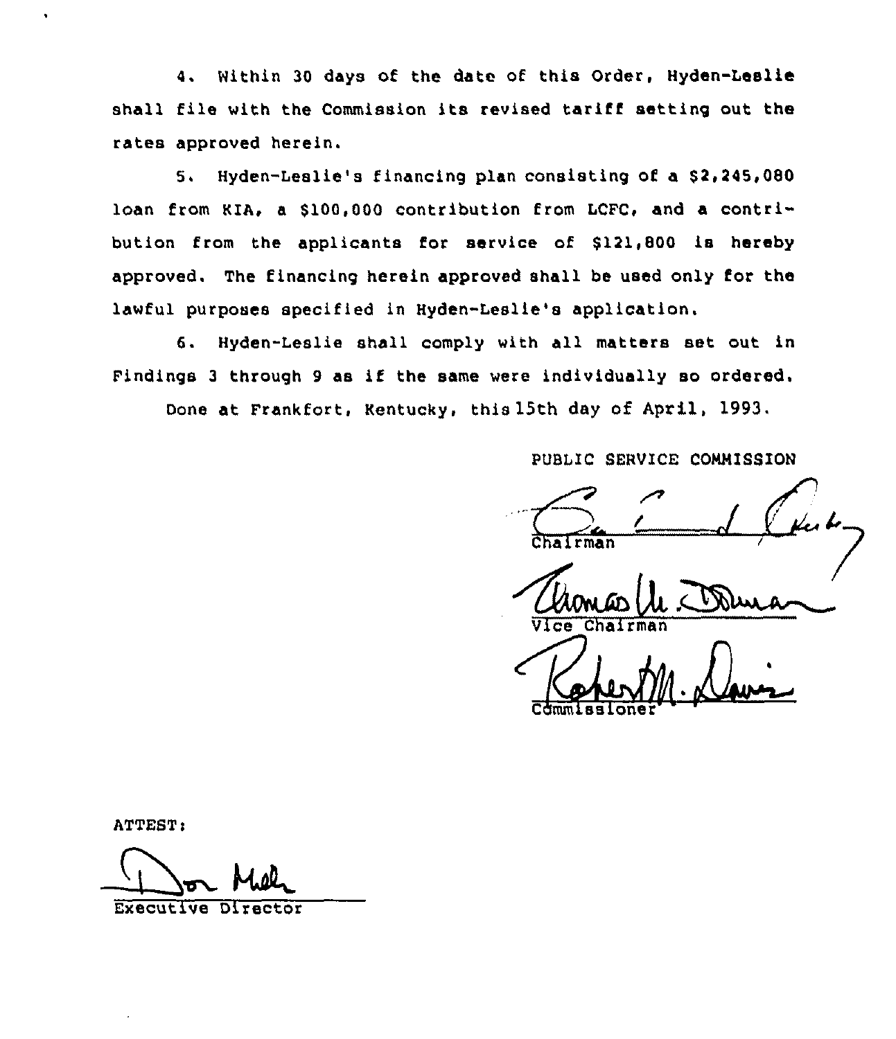4. Within 30 days of the date of this Order, Hyden-Leslie shall file with the Commission its revised tariff setting out the rates approved herein.

5. Hyden-Leslie's financing plan consisting of a $2,245,080 loan from KIA, a $100,000 contribution from LCFC, and a contribution from the applicants for service of $121,800 is hereby approved. The financing herein approved shall be used only for the lawful purposes specified in Hyden-Leslie's application.

6. Hyden-Leslie shall comply with all matters set out in Findings 3 through 9 as if the same were individually so ordered.

Done at Frankfort, Kentucky, this 15th day of April, 1993.

PUBLIC SERVICE COMMISSION

Chairman

Vice Chairman

Commissioner

ATTEST:

Executive Director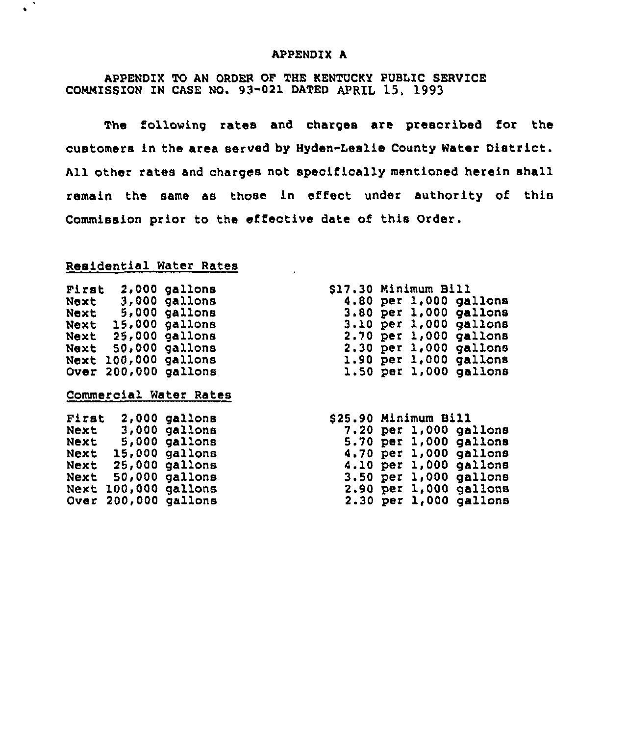# APPENDIX A

APPENDIX TO AN ORDER OF THE KENTUCKY PUBLIC SERVICE COMMISSION IN CASE NO. 93-021 DATED APRIL 15, 1993

The following rates and charges are prescribed for the customers in the area served by Hyden-Leslie County Water District. All other rates and charges not specifically mentioned herein shall remain the same as those in effect under authority of this Commission prior to the effective date of this Order.

## Residential Water Rates

| | |
|---|---|
| First 2,000 gallons | $17.30 Minimum Bill |
| Next 3,000 gallons | 4.80 per 1,000 gallons |
| Next 5,000 gallons | 3.80 per 1,000 gallons |
| Next 15,000 gallons | 3.10 per 1,000 gallons |
| Next 25,000 gallons | 2.70 per 1,000 gallons |
| Next 50,000 gallons | 2.30 per 1,000 gallons |
| Next 100,000 gallons | 1.90 per 1,000 gallons |
| Over 200,000 gallons | 1.50 per 1,000 gallons |

## Commercial Water Rates

| | |
|---|---|
| First 2,000 gallons | $25.90 Minimum Bill |
| Next 3,000 gallons | 7.20 per 1,000 gallons |
| Next 5,000 gallons | 5.70 per 1,000 gallons |
| Next 15,000 gallons | 4.70 per 1,000 gallons |
| Next 25,000 gallons | 4.10 per 1,000 gallons |
| Next 50,000 gallons | 3.50 per 1,000 gallons |
| Next 100,000 gallons | 2.90 per 1,000 gallons |
| Over 200,000 gallons | 2.30 per 1,000 gallons |